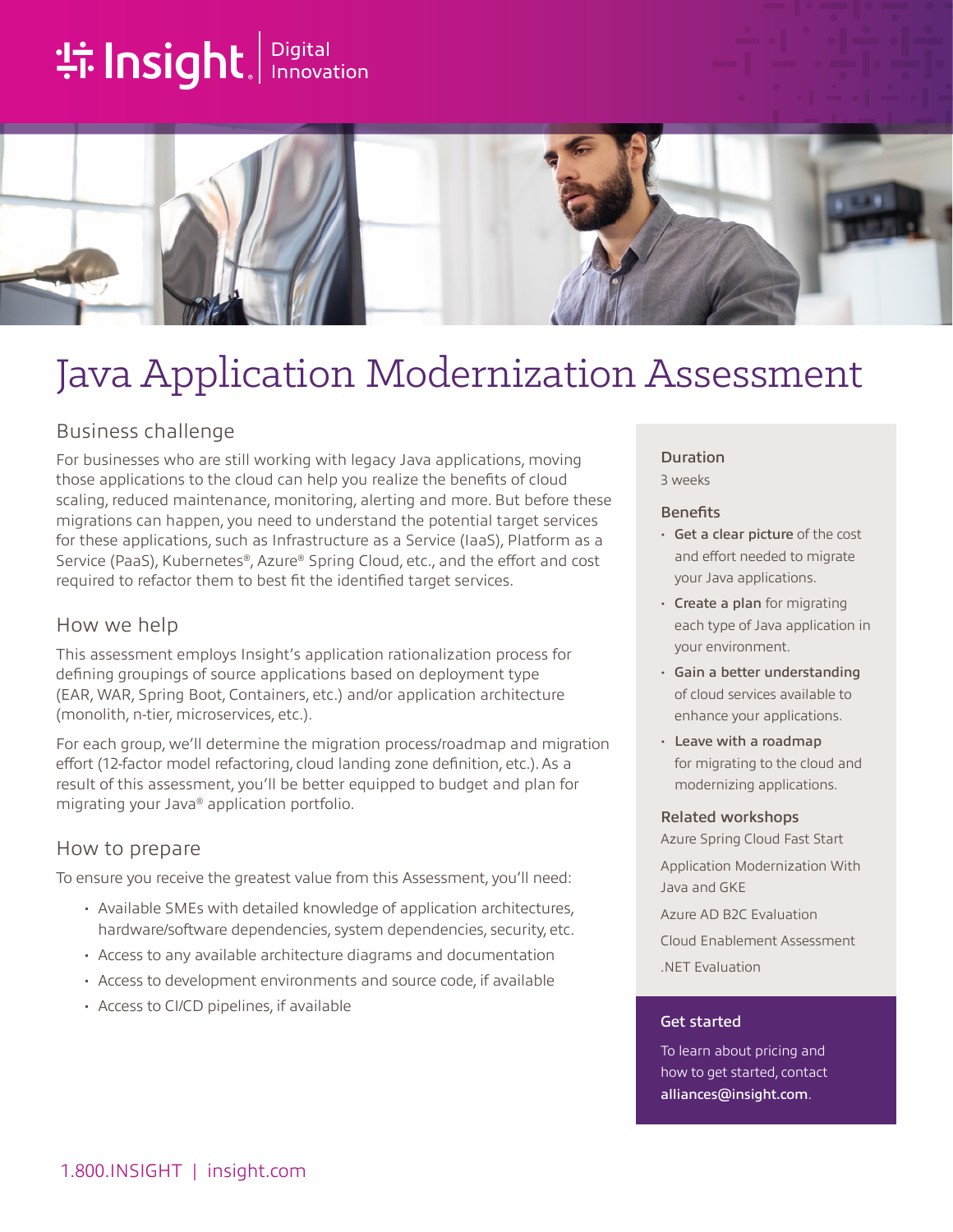Insight | Digital Innovation

# Java Application Modernization Assessment

## Business challenge

For businesses who are still working with legacy Java applications, moving those applications to the cloud can help you realize the benefits of cloud scaling, reduced maintenance, monitoring, alerting and more. But before these migrations can happen, you need to understand the potential target services for these applications, such as Infrastructure as a Service (IaaS), Platform as a Service (PaaS), Kubernetes®, Azure® Spring Cloud, etc., and the effort and cost required to refactor them to best fit the identified target services.

## How we help

This assessment employs Insight's application rationalization process for defining groupings of source applications based on deployment type (EAR, WAR, Spring Boot, Containers, etc.) and/or application architecture (monolith, n-tier, microservices, etc.).

For each group, we'll determine the migration process/roadmap and migration effort (12-factor model refactoring, cloud landing zone definition, etc.). As a result of this assessment, you'll be better equipped to budget and plan for migrating your Java® application portfolio.

## How to prepare

To ensure you receive the greatest value from this Assessment, you'll need:

- Available SMEs with detailed knowledge of application architectures, hardware/software dependencies, system dependencies, security, etc.
- Access to any available architecture diagrams and documentation
- Access to development environments and source code, if available
- Access to CI/CD pipelines, if available

### Duration

3 weeks

### Benefits

- **Get a clear picture** of the cost and effort needed to migrate your Java applications.
- **Create a plan** for migrating each type of Java application in your environment.
- **Gain a better understanding** of cloud services available to enhance your applications.
- **Leave with a roadmap** for migrating to the cloud and modernizing applications.

### Related workshops

Azure Spring Cloud Fast Start

Application Modernization With Java and GKE

Azure AD B2C Evaluation

Cloud Enablement Assessment

.NET Evaluation

### Get started

To learn about pricing and how to get started, contact **alliances@insight.com**.

1.800.INSIGHT | insight.com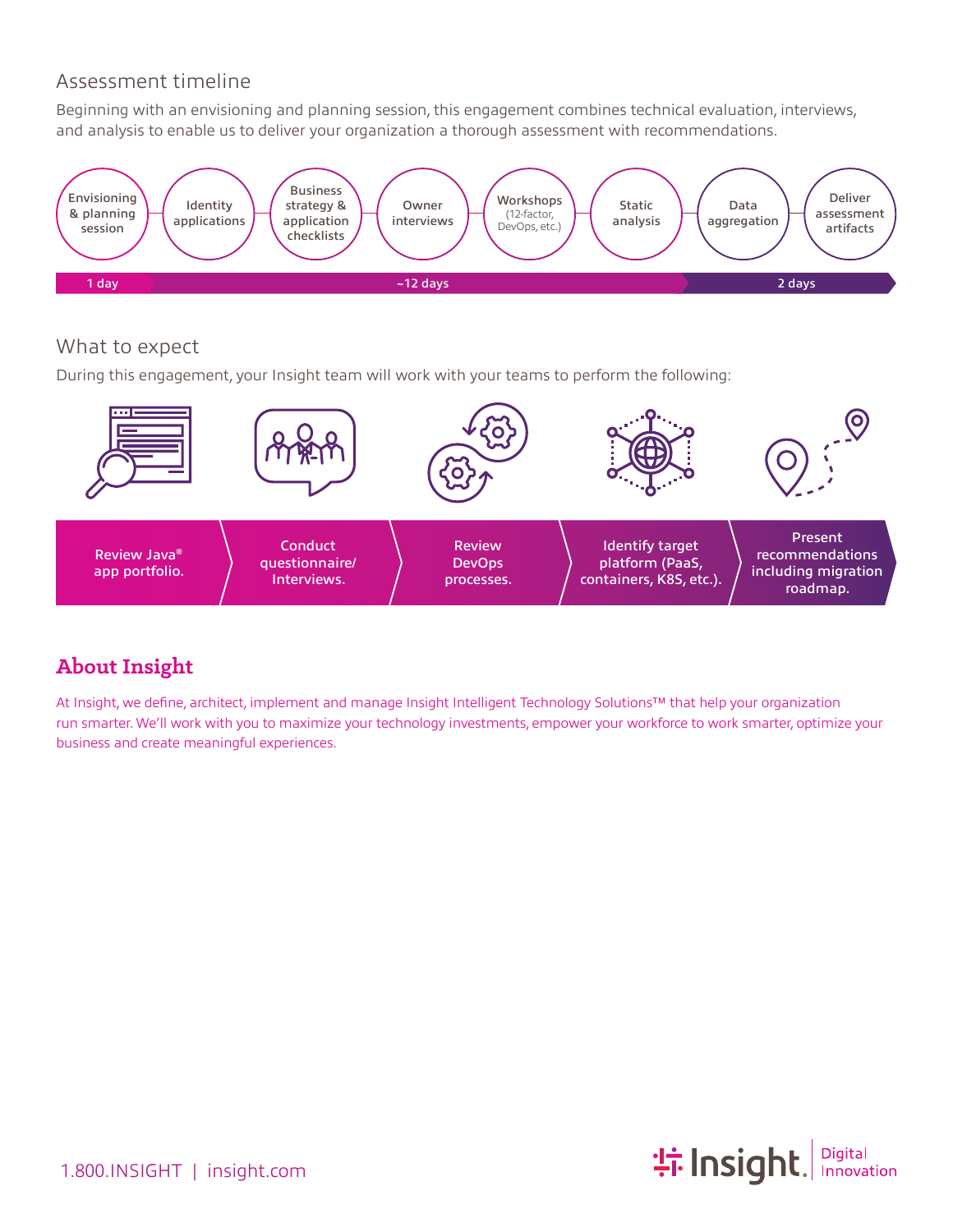## Assessment timeline

Beginning with an envisioning and planning session, this engagement combines technical evaluation, interviews, and analysis to enable us to deliver your organization a thorough assessment with recommendations.

Envisioning & planning session

Identity applications

Business strategy & application checklists

Owner interviews

Workshops (12-factor, DevOps, etc.)

Static analysis

Data aggregation

Deliver assessment artifacts

1 day

~12 days

2 days

## What to expect

During this engagement, your Insight team will work with your teams to perform the following:

- Review Java® app portfolio.
- Conduct questionnaire/ Interviews.
- Review DevOps processes.
- Identify target platform (PaaS, containers, K8S, etc.).
- Present recommendations including migration roadmap.

## About Insight

At Insight, we define, architect, implement and manage Insight Intelligent Technology Solutions™ that help your organization run smarter. We'll work with you to maximize your technology investments, empower your workforce to work smarter, optimize your business and create meaningful experiences.

1.800.INSIGHT | insight.com

Insight. Digital Innovation